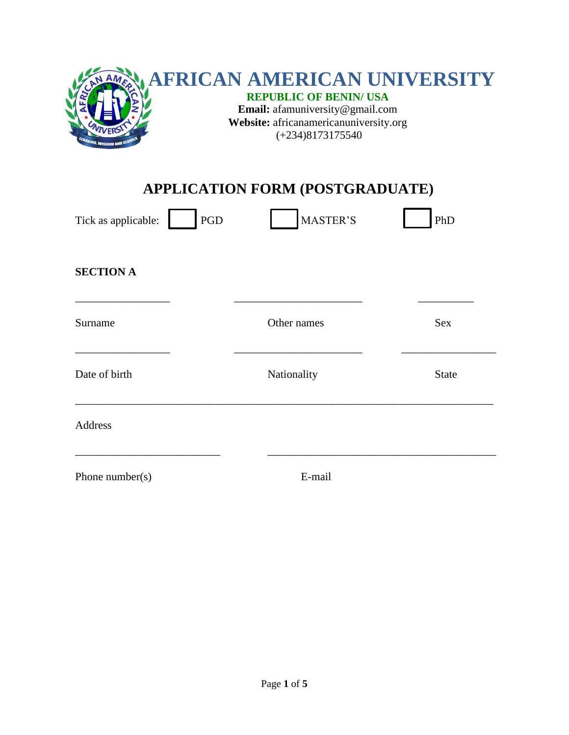# AFRICAN AMERICAN UNIVERSITY

**REPUBLIC OF BENIN/ USA**

**Email:** afamuniversity@gmail.com

**Website:** africanamericanuniversity.org

(+234)8173175540

## APPLICATION FORM (POSTGRADUATE)

Tick as applicable: ☐ PGD ☐ MASTER'S ☐ PhD

### SECTION A

_________________ _______________________ __________

Surname Other names Sex

_________________ _______________________ _________________

Date of birth Nationality State

___________________________________________________________________________

Address

__________________________ _________________________________________

Phone number(s) E-mail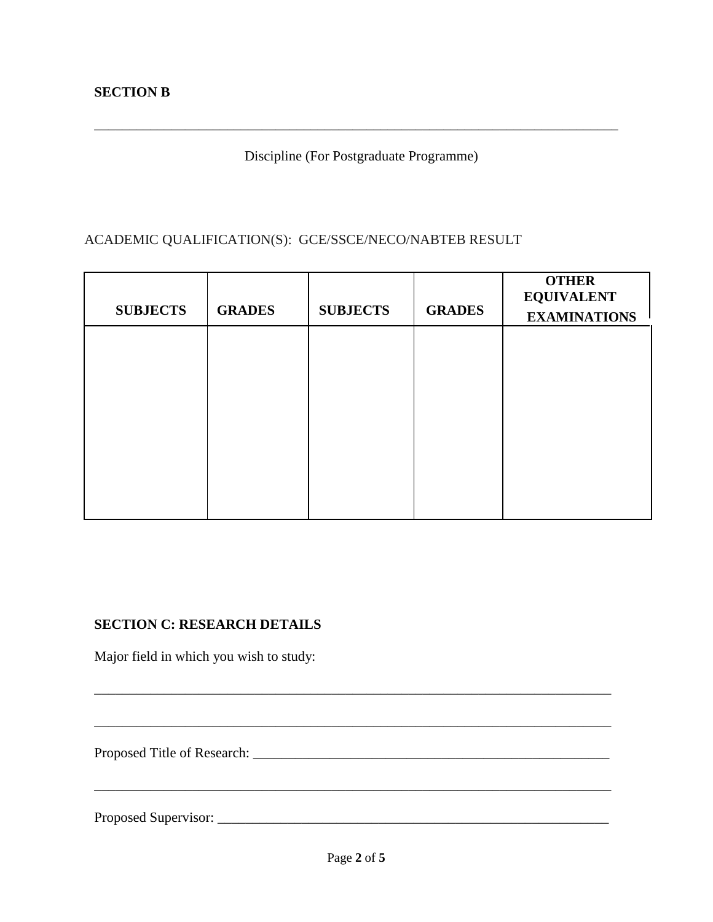**SECTION B**

\_\_\_\_\_\_\_\_\_\_\_\_\_\_\_\_\_\_\_\_\_\_\_\_\_\_\_\_\_\_\_\_\_\_\_\_\_\_\_\_\_\_\_\_\_\_\_\_\_\_\_\_\_\_\_\_\_\_\_\_\_\_\_\_\_\_\_\_\_\_\_\_\_\_\_\_

Discipline (For Postgraduate Programme)

ACADEMIC QUALIFICATION(S): GCE/SSCE/NECO/NABTEB RESULT

| SUBJECTS | GRADES | SUBJECTS | GRADES | OTHER EQUIVALENT EXAMINATIONS |
|---|---|---|---|---|
| | | | | |

**SECTION C: RESEARCH DETAILS**

Major field in which you wish to study:

\_\_\_\_\_\_\_\_\_\_\_\_\_\_\_\_\_\_\_\_\_\_\_\_\_\_\_\_\_\_\_\_\_\_\_\_\_\_\_\_\_\_\_\_\_\_\_\_\_\_\_\_\_\_\_\_\_\_\_\_\_\_\_\_\_\_\_\_\_\_\_\_\_\_\_\_

\_\_\_\_\_\_\_\_\_\_\_\_\_\_\_\_\_\_\_\_\_\_\_\_\_\_\_\_\_\_\_\_\_\_\_\_\_\_\_\_\_\_\_\_\_\_\_\_\_\_\_\_\_\_\_\_\_\_\_\_\_\_\_\_\_\_\_\_\_\_\_\_\_\_\_\_

Proposed Title of Research: \_\_\_\_\_\_\_\_\_\_\_\_\_\_\_\_\_\_\_\_\_\_\_\_\_\_\_\_\_\_\_\_\_\_\_\_\_\_\_\_\_\_\_\_\_\_\_\_\_\_\_\_\_

\_\_\_\_\_\_\_\_\_\_\_\_\_\_\_\_\_\_\_\_\_\_\_\_\_\_\_\_\_\_\_\_\_\_\_\_\_\_\_\_\_\_\_\_\_\_\_\_\_\_\_\_\_\_\_\_\_\_\_\_\_\_\_\_\_\_\_\_\_\_\_\_\_\_\_\_

Proposed Supervisor: \_\_\_\_\_\_\_\_\_\_\_\_\_\_\_\_\_\_\_\_\_\_\_\_\_\_\_\_\_\_\_\_\_\_\_\_\_\_\_\_\_\_\_\_\_\_\_\_\_\_\_\_\_\_\_\_\_\_\_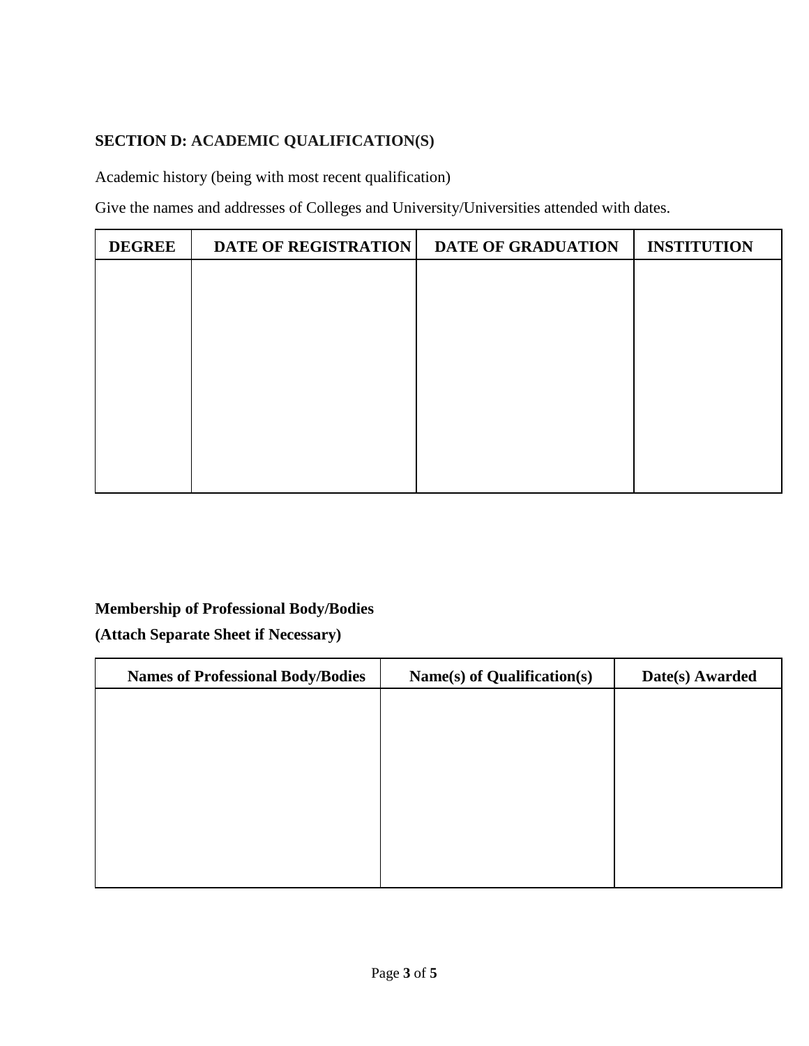## SECTION D: ACADEMIC QUALIFICATION(S)

Academic history (being with most recent qualification)

Give the names and addresses of Colleges and University/Universities attended with dates.

| DEGREE | DATE OF REGISTRATION | DATE OF GRADUATION | INSTITUTION |
|---|---|---|---|
| | | | |

**Membership of Professional Body/Bodies**

**(Attach Separate Sheet if Necessary)**

| Names of Professional Body/Bodies | Name(s) of Qualification(s) | Date(s) Awarded |
|---|---|---|
| | | |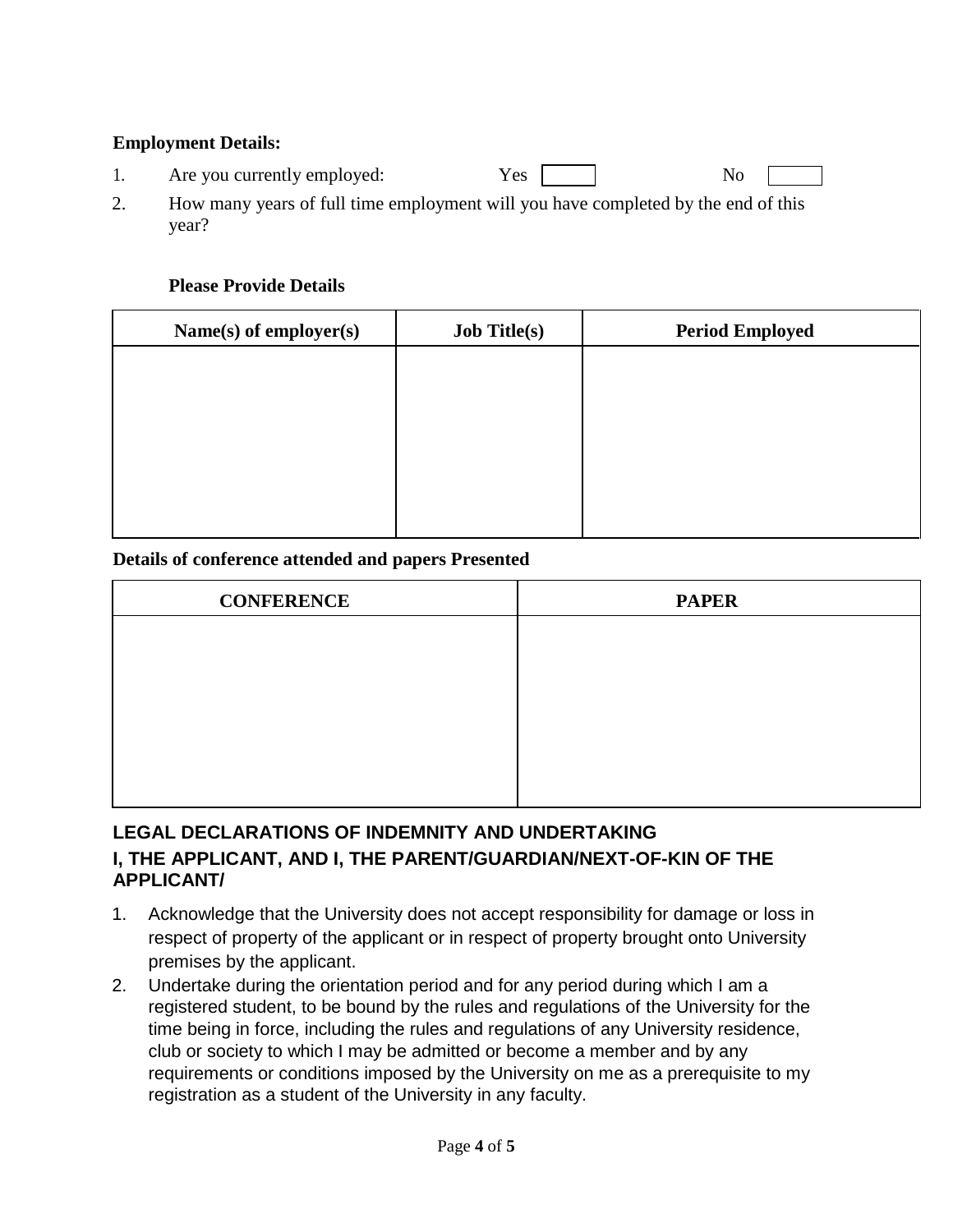**Employment Details:**

1. Are you currently employed: Yes [ ] No [ ]
2. How many years of full time employment will you have completed by the end of this year?

**Please Provide Details**

| Name(s) of employer(s) | Job Title(s) | Period Employed |
| --- | --- | --- |
| | | |

**Details of conference attended and papers Presented**

| CONFERENCE | PAPER |
| --- | --- |
| | |

## LEGAL DECLARATIONS OF INDEMNITY AND UNDERTAKING

## I, THE APPLICANT, AND I, THE PARENT/GUARDIAN/NEXT-OF-KIN OF THE APPLICANT/

1. Acknowledge that the University does not accept responsibility for damage or loss in respect of property of the applicant or in respect of property brought onto University premises by the applicant.
2. Undertake during the orientation period and for any period during which I am a registered student, to be bound by the rules and regulations of the University for the time being in force, including the rules and regulations of any University residence, club or society to which I may be admitted or become a member and by any requirements or conditions imposed by the University on me as a prerequisite to my registration as a student of the University in any faculty.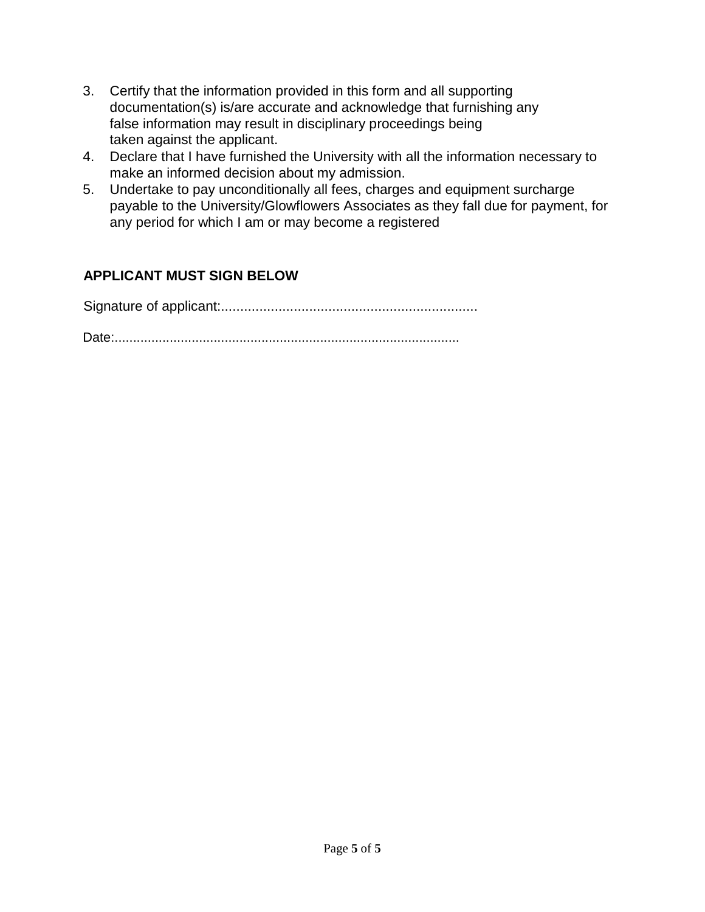3. Certify that the information provided in this form and all supporting documentation(s) is/are accurate and acknowledge that furnishing any false information may result in disciplinary proceedings being taken against the applicant.
4. Declare that I have furnished the University with all the information necessary to make an informed decision about my admission.
5. Undertake to pay unconditionally all fees, charges and equipment surcharge payable to the University/Glowflowers Associates as they fall due for payment, for any period for which I am or may become a registered

**APPLICANT MUST SIGN BELOW**

Signature of applicant:...................................................................

Date:............................................................................................